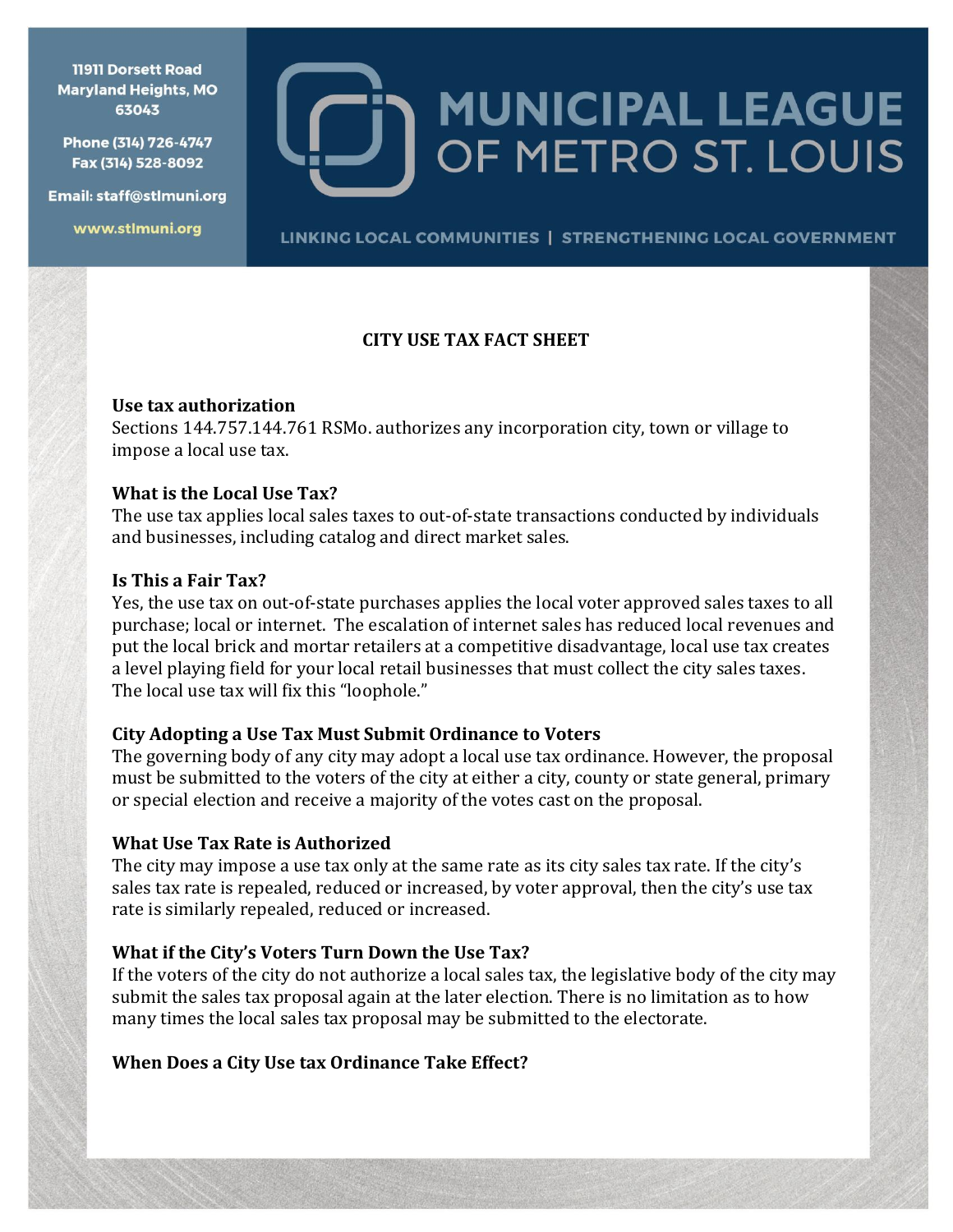11911 Dorsett Road
Maryland Heights, MO
63043

Phone (314) 726-4747
Fax (314) 528-8092

Email: staff@stlmuni.org

www.stlmuni.org

# MUNICIPAL LEAGUE OF METRO ST. LOUIS

LINKING LOCAL COMMUNITIES | STRENGTHENING LOCAL GOVERNMENT

## CITY USE TAX FACT SHEET

**Use tax authorization**
Sections 144.757.144.761 RSMo. authorizes any incorporation city, town or village to impose a local use tax.

**What is the Local Use Tax?**
The use tax applies local sales taxes to out-of-state transactions conducted by individuals and businesses, including catalog and direct market sales.

**Is This a Fair Tax?**
Yes, the use tax on out-of-state purchases applies the local voter approved sales taxes to all purchase; local or internet. The escalation of internet sales has reduced local revenues and put the local brick and mortar retailers at a competitive disadvantage, local use tax creates a level playing field for your local retail businesses that must collect the city sales taxes. The local use tax will fix this "loophole."

**City Adopting a Use Tax Must Submit Ordinance to Voters**
The governing body of any city may adopt a local use tax ordinance. However, the proposal must be submitted to the voters of the city at either a city, county or state general, primary or special election and receive a majority of the votes cast on the proposal.

**What Use Tax Rate is Authorized**
The city may impose a use tax only at the same rate as its city sales tax rate. If the city's sales tax rate is repealed, reduced or increased, by voter approval, then the city's use tax rate is similarly repealed, reduced or increased.

**What if the City's Voters Turn Down the Use Tax?**
If the voters of the city do not authorize a local sales tax, the legislative body of the city may submit the sales tax proposal again at the later election. There is no limitation as to how many times the local sales tax proposal may be submitted to the electorate.

**When Does a City Use tax Ordinance Take Effect?**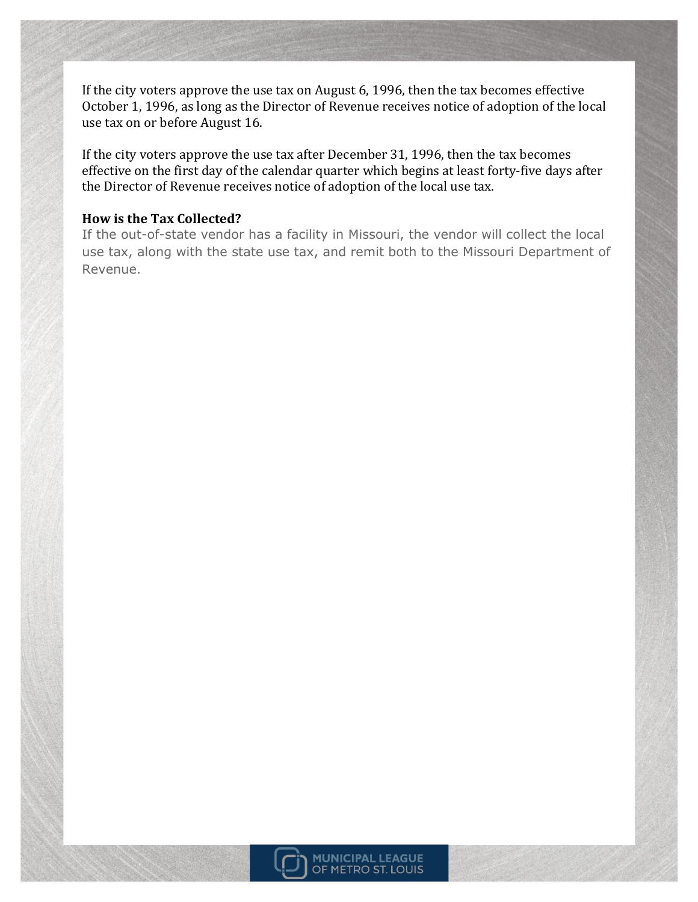If the city voters approve the use tax on August 6, 1996, then the tax becomes effective October 1, 1996, as long as the Director of Revenue receives notice of adoption of the local use tax on or before August 16.

If the city voters approve the use tax after December 31, 1996, then the tax becomes effective on the first day of the calendar quarter which begins at least forty-five days after the Director of Revenue receives notice of adoption of the local use tax.

**How is the Tax Collected?**

If the out-of-state vendor has a facility in Missouri, the vendor will collect the local use tax, along with the state use tax, and remit both to the Missouri Department of Revenue.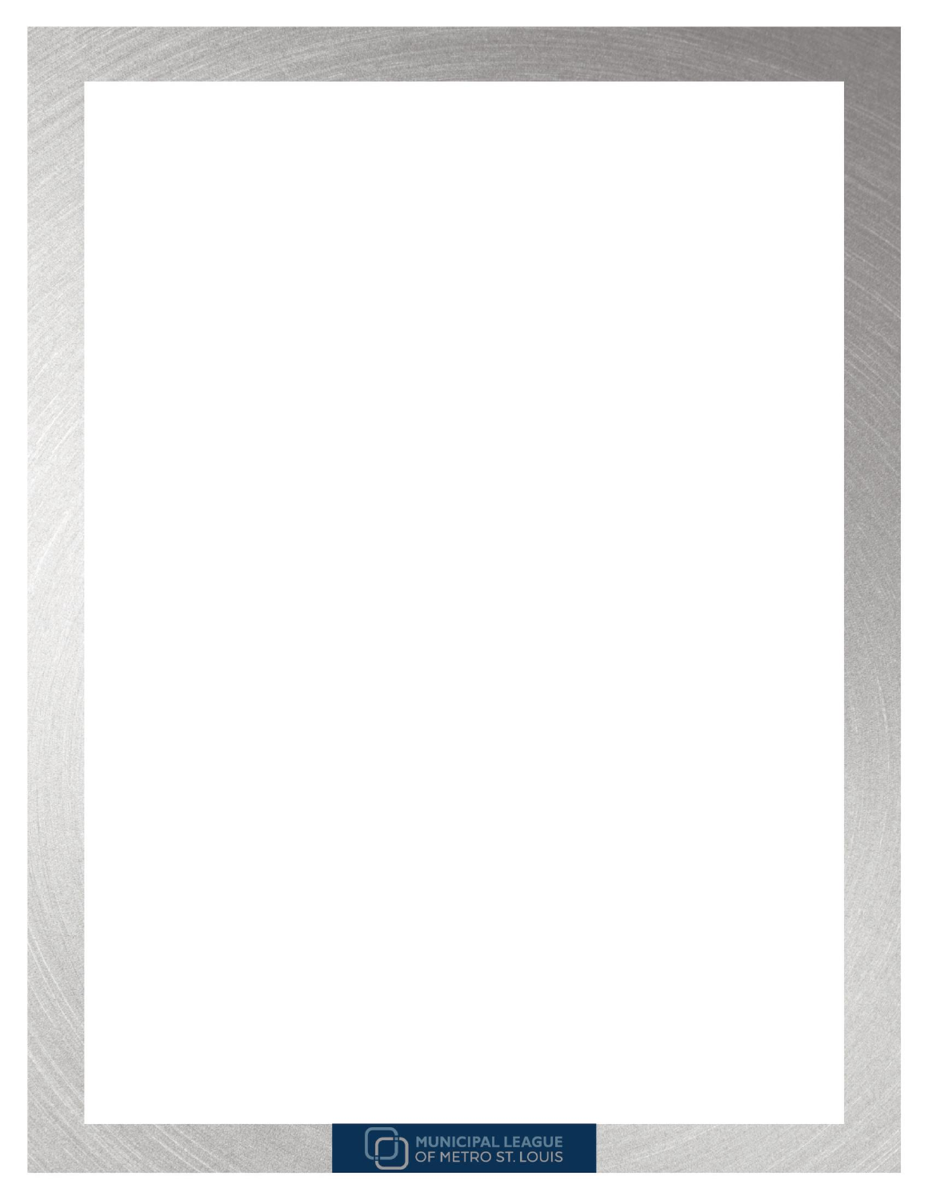MUNICIPAL LEAGUE
OF METRO ST. LOUIS